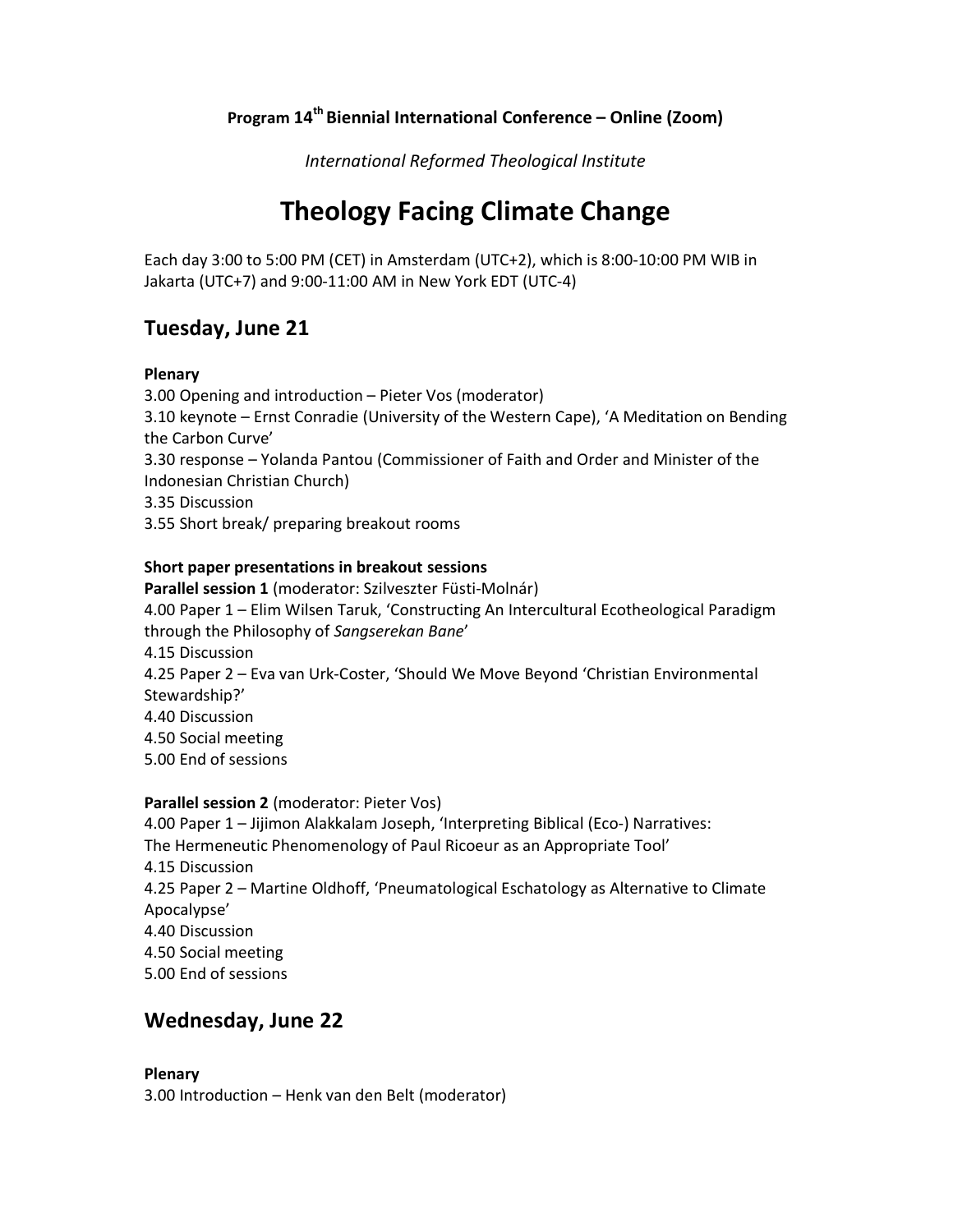**Program 14th Biennial International Conference – Online (Zoom)**

*International Reformed Theological Institute*

# Theology Facing Climate Change

Each day 3:00 to 5:00 PM (CET) in Amsterdam (UTC+2), which is 8:00-10:00 PM WIB in Jakarta (UTC+7) and 9:00-11:00 AM in New York EDT (UTC-4)

## Tuesday, June 21

**Plenary**

3.00 Opening and introduction – Pieter Vos (moderator)
3.10 keynote – Ernst Conradie (University of the Western Cape), 'A Meditation on Bending the Carbon Curve'
3.30 response – Yolanda Pantou (Commissioner of Faith and Order and Minister of the Indonesian Christian Church)
3.35 Discussion
3.55 Short break/ preparing breakout rooms

**Short paper presentations in breakout sessions**
**Parallel session 1** (moderator: Szilveszter Füsti-Molnár)
4.00 Paper 1 – Elim Wilsen Taruk, 'Constructing An Intercultural Ecotheological Paradigm through the Philosophy of *Sangserekan Bane*'
4.15 Discussion
4.25 Paper 2 – Eva van Urk-Coster, 'Should We Move Beyond 'Christian Environmental Stewardship?'
4.40 Discussion
4.50 Social meeting
5.00 End of sessions

**Parallel session 2** (moderator: Pieter Vos)
4.00 Paper 1 – Jijimon Alakkalam Joseph, 'Interpreting Biblical (Eco-) Narratives: The Hermeneutic Phenomenology of Paul Ricoeur as an Appropriate Tool'
4.15 Discussion
4.25 Paper 2 – Martine Oldhoff, 'Pneumatological Eschatology as Alternative to Climate Apocalypse'
4.40 Discussion
4.50 Social meeting
5.00 End of sessions

## Wednesday, June 22

**Plenary**

3.00 Introduction – Henk van den Belt (moderator)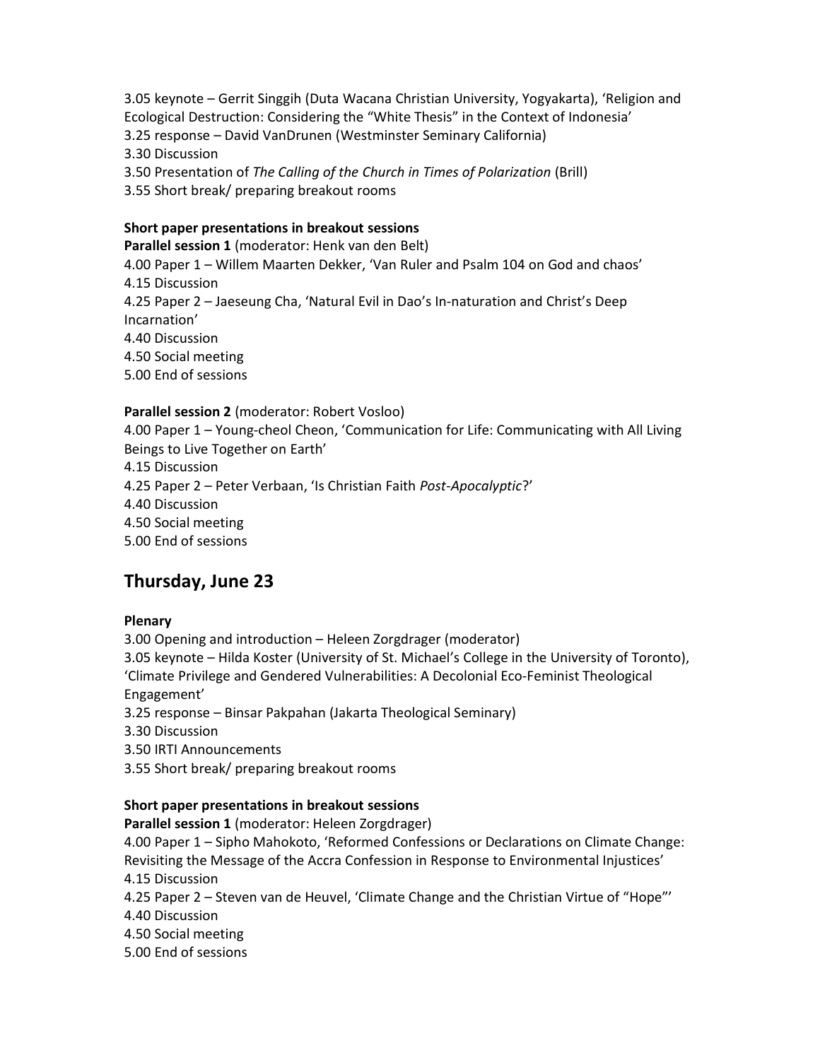3.05 keynote – Gerrit Singgih (Duta Wacana Christian University, Yogyakarta), 'Religion and Ecological Destruction: Considering the "White Thesis" in the Context of Indonesia'
3.25 response – David VanDrunen (Westminster Seminary California)
3.30 Discussion
3.50 Presentation of *The Calling of the Church in Times of Polarization* (Brill)
3.55 Short break/ preparing breakout rooms

**Short paper presentations in breakout sessions**
**Parallel session 1** (moderator: Henk van den Belt)
4.00 Paper 1 – Willem Maarten Dekker, 'Van Ruler and Psalm 104 on God and chaos'
4.15 Discussion
4.25 Paper 2 – Jaeseung Cha, 'Natural Evil in Dao's In-naturation and Christ's Deep Incarnation'
4.40 Discussion
4.50 Social meeting
5.00 End of sessions

**Parallel session 2** (moderator: Robert Vosloo)
4.00 Paper 1 – Young-cheol Cheon, 'Communication for Life: Communicating with All Living Beings to Live Together on Earth'
4.15 Discussion
4.25 Paper 2 – Peter Verbaan, 'Is Christian Faith *Post-Apocalyptic*?'
4.40 Discussion
4.50 Social meeting
5.00 End of sessions

## Thursday, June 23

**Plenary**
3.00 Opening and introduction – Heleen Zorgdrager (moderator)
3.05 keynote – Hilda Koster (University of St. Michael's College in the University of Toronto), 'Climate Privilege and Gendered Vulnerabilities: A Decolonial Eco-Feminist Theological Engagement'
3.25 response – Binsar Pakpahan (Jakarta Theological Seminary)
3.30 Discussion
3.50 IRTI Announcements
3.55 Short break/ preparing breakout rooms

**Short paper presentations in breakout sessions**
**Parallel session 1** (moderator: Heleen Zorgdrager)
4.00 Paper 1 – Sipho Mahokoto, 'Reformed Confessions or Declarations on Climate Change: Revisiting the Message of the Accra Confession in Response to Environmental Injustices'
4.15 Discussion
4.25 Paper 2 – Steven van de Heuvel, 'Climate Change and the Christian Virtue of "Hope"'
4.40 Discussion
4.50 Social meeting
5.00 End of sessions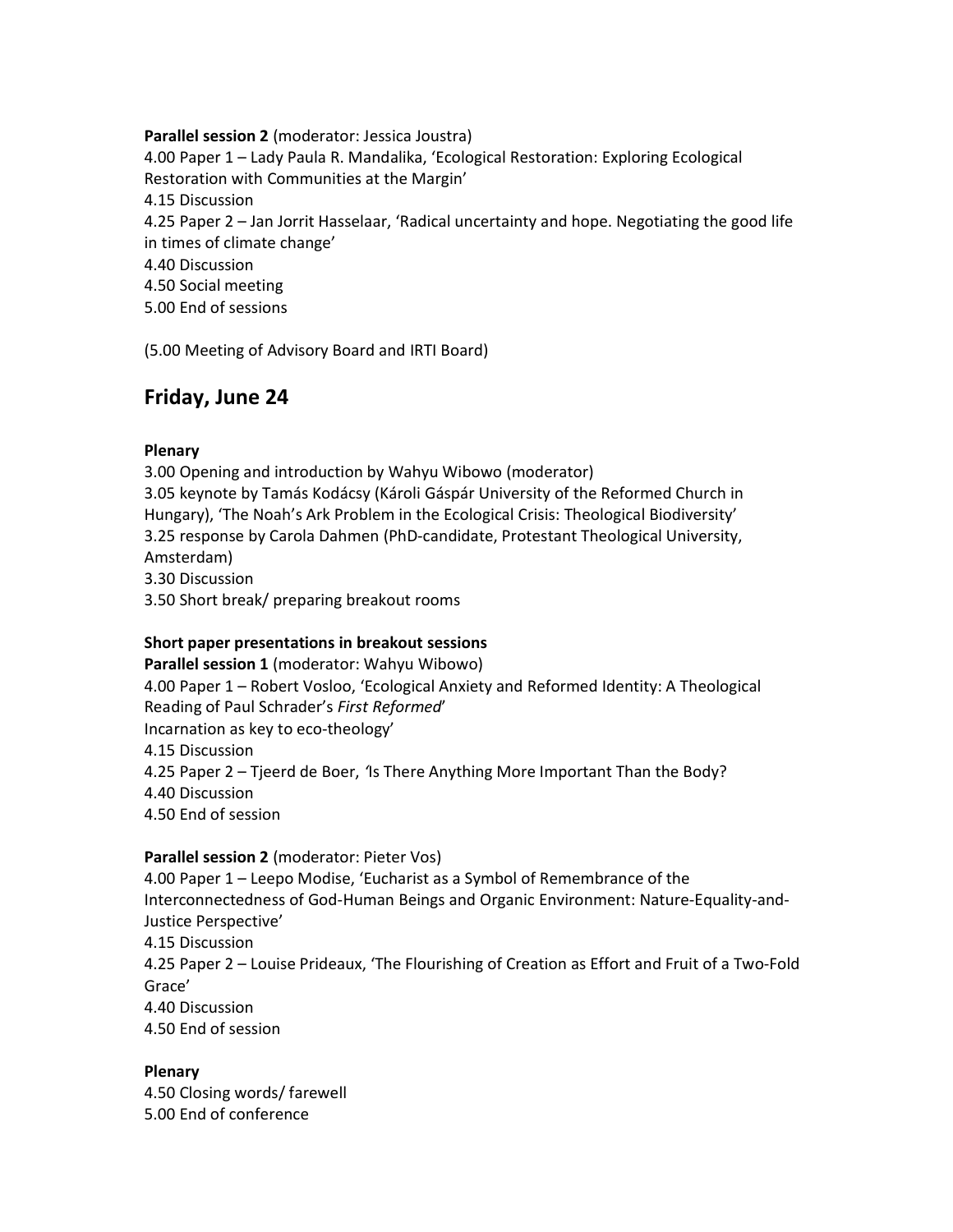**Parallel session 2** (moderator: Jessica Joustra)
4.00 Paper 1 – Lady Paula R. Mandalika, 'Ecological Restoration: Exploring Ecological Restoration with Communities at the Margin'
4.15 Discussion
4.25 Paper 2 – Jan Jorrit Hasselaar, 'Radical uncertainty and hope. Negotiating the good life in times of climate change'
4.40 Discussion
4.50 Social meeting
5.00 End of sessions

(5.00 Meeting of Advisory Board and IRTI Board)

## Friday, June 24

**Plenary**
3.00 Opening and introduction by Wahyu Wibowo (moderator)
3.05 keynote by Tamás Kodácsy (Károli Gáspár University of the Reformed Church in Hungary), 'The Noah's Ark Problem in the Ecological Crisis: Theological Biodiversity'
3.25 response by Carola Dahmen (PhD-candidate, Protestant Theological University, Amsterdam)
3.30 Discussion
3.50 Short break/ preparing breakout rooms

**Short paper presentations in breakout sessions**
**Parallel session 1** (moderator: Wahyu Wibowo)
4.00 Paper 1 – Robert Vosloo, 'Ecological Anxiety and Reformed Identity: A Theological Reading of Paul Schrader's *First Reformed*'
Incarnation as key to eco-theology'
4.15 Discussion
4.25 Paper 2 – Tjeerd de Boer, 'Is There Anything More Important Than the Body?
4.40 Discussion
4.50 End of session

**Parallel session 2** (moderator: Pieter Vos)
4.00 Paper 1 – Leepo Modise, 'Eucharist as a Symbol of Remembrance of the Interconnectedness of God-Human Beings and Organic Environment: Nature-Equality-and-Justice Perspective'
4.15 Discussion
4.25 Paper 2 – Louise Prideaux, 'The Flourishing of Creation as Effort and Fruit of a Two-Fold Grace'
4.40 Discussion
4.50 End of session

**Plenary**
4.50 Closing words/ farewell
5.00 End of conference